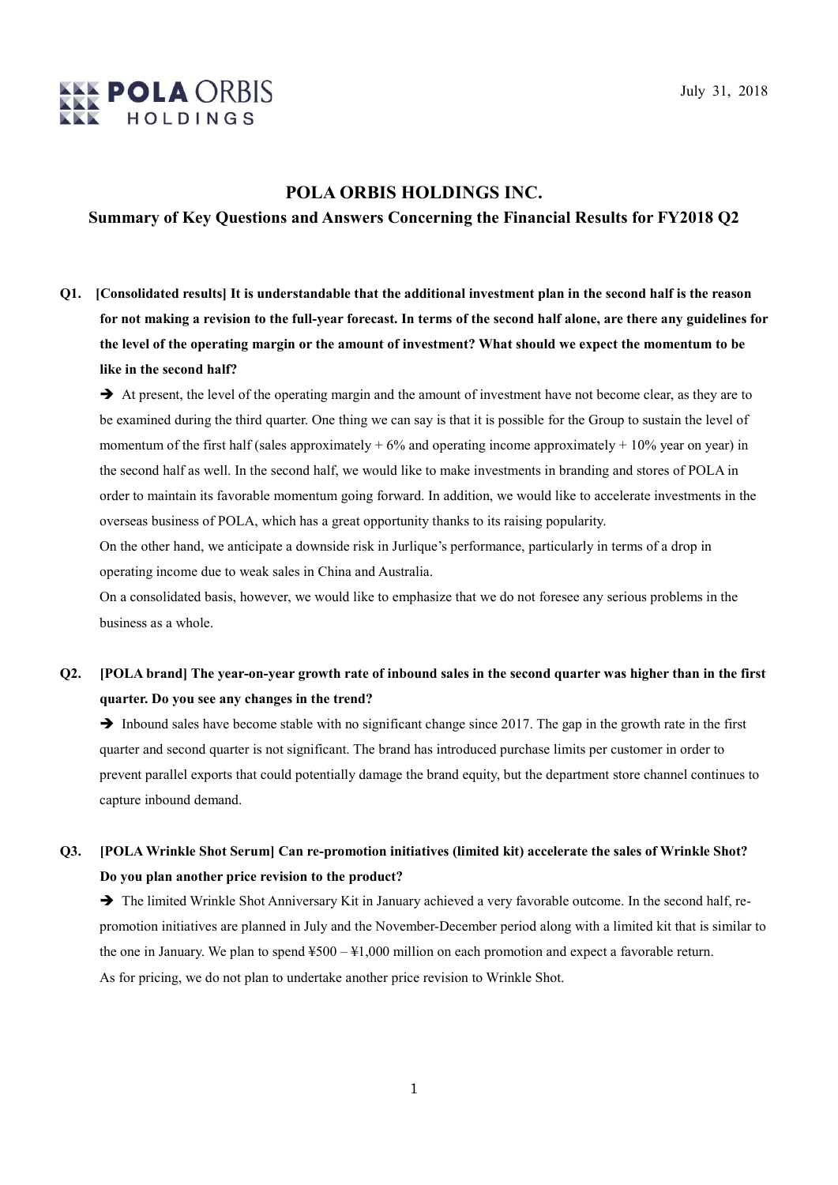POLA ORBIS HOLDINGS

July 31, 2018

# POLA ORBIS HOLDINGS INC.

## Summary of Key Questions and Answers Concerning the Financial Results for FY2018 Q2

**Q1. [Consolidated results] It is understandable that the additional investment plan in the second half is the reason for not making a revision to the full-year forecast. In terms of the second half alone, are there any guidelines for the level of the operating margin or the amount of investment? What should we expect the momentum to be like in the second half?**

➔ At present, the level of the operating margin and the amount of investment have not become clear, as they are to be examined during the third quarter. One thing we can say is that it is possible for the Group to sustain the level of momentum of the first half (sales approximately + 6% and operating income approximately + 10% year on year) in the second half as well. In the second half, we would like to make investments in branding and stores of POLA in order to maintain its favorable momentum going forward. In addition, we would like to accelerate investments in the overseas business of POLA, which has a great opportunity thanks to its raising popularity.

On the other hand, we anticipate a downside risk in Jurlique's performance, particularly in terms of a drop in operating income due to weak sales in China and Australia.

On a consolidated basis, however, we would like to emphasize that we do not foresee any serious problems in the business as a whole.

**Q2. [POLA brand] The year-on-year growth rate of inbound sales in the second quarter was higher than in the first quarter. Do you see any changes in the trend?**

➔ Inbound sales have become stable with no significant change since 2017. The gap in the growth rate in the first quarter and second quarter is not significant. The brand has introduced purchase limits per customer in order to prevent parallel exports that could potentially damage the brand equity, but the department store channel continues to capture inbound demand.

**Q3. [POLA Wrinkle Shot Serum] Can re-promotion initiatives (limited kit) accelerate the sales of Wrinkle Shot? Do you plan another price revision to the product?**

➔ The limited Wrinkle Shot Anniversary Kit in January achieved a very favorable outcome. In the second half, re-promotion initiatives are planned in July and the November-December period along with a limited kit that is similar to the one in January. We plan to spend ¥500 – ¥1,000 million on each promotion and expect a favorable return.

As for pricing, we do not plan to undertake another price revision to Wrinkle Shot.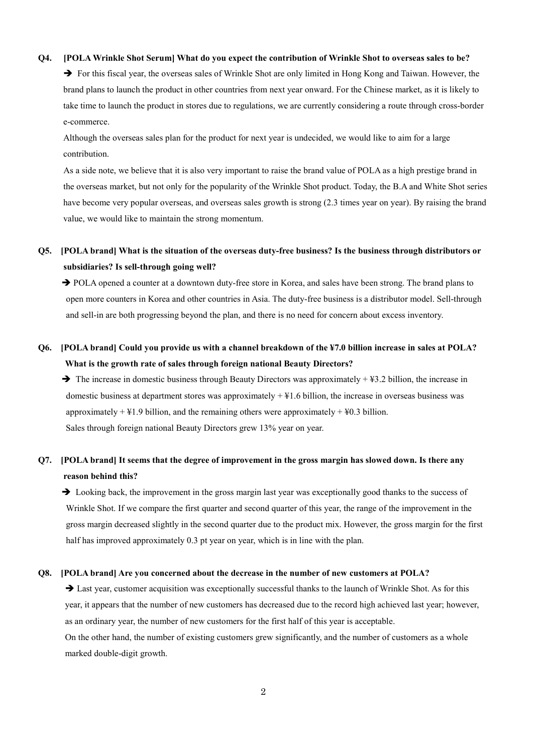**Q4. [POLA Wrinkle Shot Serum] What do you expect the contribution of Wrinkle Shot to overseas sales to be?**

➔ For this fiscal year, the overseas sales of Wrinkle Shot are only limited in Hong Kong and Taiwan. However, the brand plans to launch the product in other countries from next year onward. For the Chinese market, as it is likely to take time to launch the product in stores due to regulations, we are currently considering a route through cross-border e-commerce.

Although the overseas sales plan for the product for next year is undecided, we would like to aim for a large contribution.

As a side note, we believe that it is also very important to raise the brand value of POLA as a high prestige brand in the overseas market, but not only for the popularity of the Wrinkle Shot product. Today, the B.A and White Shot series have become very popular overseas, and overseas sales growth is strong (2.3 times year on year). By raising the brand value, we would like to maintain the strong momentum.

**Q5. [POLA brand] What is the situation of the overseas duty-free business? Is the business through distributors or subsidiaries? Is sell-through going well?**

➔ POLA opened a counter at a downtown duty-free store in Korea, and sales have been strong. The brand plans to open more counters in Korea and other countries in Asia. The duty-free business is a distributor model. Sell-through and sell-in are both progressing beyond the plan, and there is no need for concern about excess inventory.

**Q6. [POLA brand] Could you provide us with a channel breakdown of the ¥7.0 billion increase in sales at POLA? What is the growth rate of sales through foreign national Beauty Directors?**

➔ The increase in domestic business through Beauty Directors was approximately + ¥3.2 billion, the increase in domestic business at department stores was approximately + ¥1.6 billion, the increase in overseas business was approximately + ¥1.9 billion, and the remaining others were approximately + ¥0.3 billion.

Sales through foreign national Beauty Directors grew 13% year on year.

**Q7. [POLA brand] It seems that the degree of improvement in the gross margin has slowed down. Is there any reason behind this?**

➔ Looking back, the improvement in the gross margin last year was exceptionally good thanks to the success of Wrinkle Shot. If we compare the first quarter and second quarter of this year, the range of the improvement in the gross margin decreased slightly in the second quarter due to the product mix. However, the gross margin for the first half has improved approximately 0.3 pt year on year, which is in line with the plan.

**Q8. [POLA brand] Are you concerned about the decrease in the number of new customers at POLA?**

➔ Last year, customer acquisition was exceptionally successful thanks to the launch of Wrinkle Shot. As for this year, it appears that the number of new customers has decreased due to the record high achieved last year; however, as an ordinary year, the number of new customers for the first half of this year is acceptable.

On the other hand, the number of existing customers grew significantly, and the number of customers as a whole marked double-digit growth.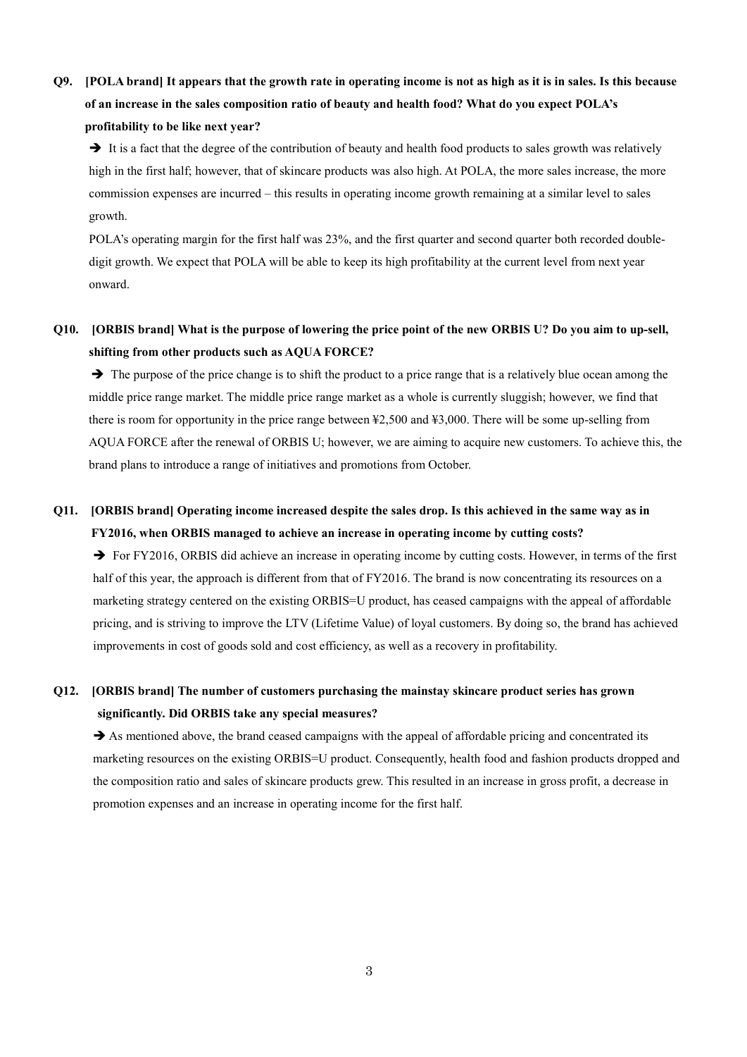**Q9. [POLA brand] It appears that the growth rate in operating income is not as high as it is in sales. Is this because of an increase in the sales composition ratio of beauty and health food? What do you expect POLA's profitability to be like next year?**

➔ It is a fact that the degree of the contribution of beauty and health food products to sales growth was relatively high in the first half; however, that of skincare products was also high. At POLA, the more sales increase, the more commission expenses are incurred – this results in operating income growth remaining at a similar level to sales growth.

POLA's operating margin for the first half was 23%, and the first quarter and second quarter both recorded double-digit growth. We expect that POLA will be able to keep its high profitability at the current level from next year onward.

**Q10. [ORBIS brand] What is the purpose of lowering the price point of the new ORBIS U? Do you aim to up-sell, shifting from other products such as AQUA FORCE?**

➔ The purpose of the price change is to shift the product to a price range that is a relatively blue ocean among the middle price range market. The middle price range market as a whole is currently sluggish; however, we find that there is room for opportunity in the price range between ¥2,500 and ¥3,000. There will be some up-selling from AQUA FORCE after the renewal of ORBIS U; however, we are aiming to acquire new customers. To achieve this, the brand plans to introduce a range of initiatives and promotions from October.

**Q11. [ORBIS brand] Operating income increased despite the sales drop. Is this achieved in the same way as in FY2016, when ORBIS managed to achieve an increase in operating income by cutting costs?**

➔ For FY2016, ORBIS did achieve an increase in operating income by cutting costs. However, in terms of the first half of this year, the approach is different from that of FY2016. The brand is now concentrating its resources on a marketing strategy centered on the existing ORBIS=U product, has ceased campaigns with the appeal of affordable pricing, and is striving to improve the LTV (Lifetime Value) of loyal customers. By doing so, the brand has achieved improvements in cost of goods sold and cost efficiency, as well as a recovery in profitability.

**Q12. [ORBIS brand] The number of customers purchasing the mainstay skincare product series has grown significantly. Did ORBIS take any special measures?**

➔ As mentioned above, the brand ceased campaigns with the appeal of affordable pricing and concentrated its marketing resources on the existing ORBIS=U product. Consequently, health food and fashion products dropped and the composition ratio and sales of skincare products grew. This resulted in an increase in gross profit, a decrease in promotion expenses and an increase in operating income for the first half.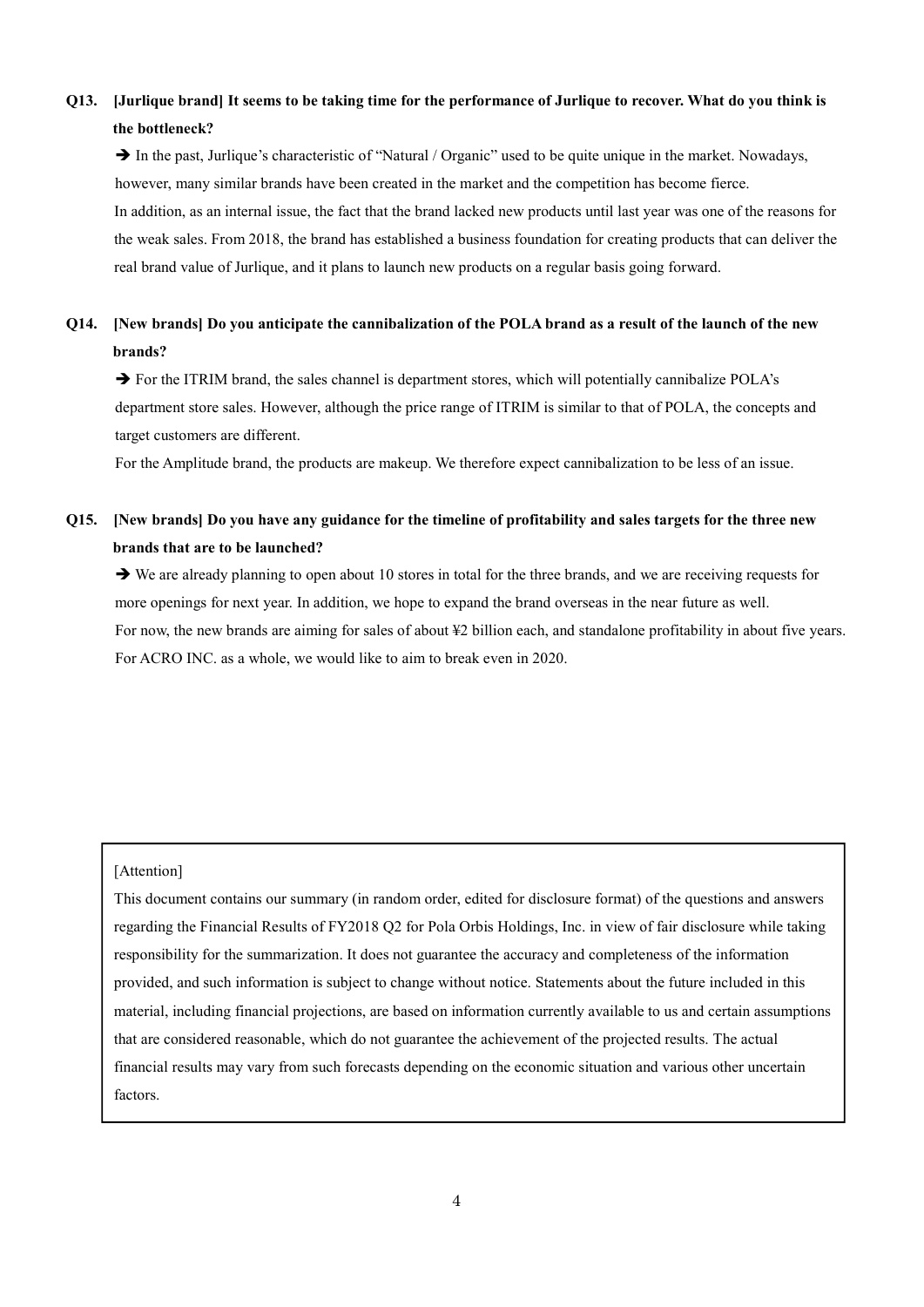**Q13. [Jurlique brand] It seems to be taking time for the performance of Jurlique to recover. What do you think is the bottleneck?**

➔ In the past, Jurlique's characteristic of "Natural / Organic" used to be quite unique in the market. Nowadays, however, many similar brands have been created in the market and the competition has become fierce.
In addition, as an internal issue, the fact that the brand lacked new products until last year was one of the reasons for the weak sales. From 2018, the brand has established a business foundation for creating products that can deliver the real brand value of Jurlique, and it plans to launch new products on a regular basis going forward.

**Q14. [New brands] Do you anticipate the cannibalization of the POLA brand as a result of the launch of the new brands?**

➔ For the ITRIM brand, the sales channel is department stores, which will potentially cannibalize POLA's department store sales. However, although the price range of ITRIM is similar to that of POLA, the concepts and target customers are different.
For the Amplitude brand, the products are makeup. We therefore expect cannibalization to be less of an issue.

**Q15. [New brands] Do you have any guidance for the timeline of profitability and sales targets for the three new brands that are to be launched?**

➔ We are already planning to open about 10 stores in total for the three brands, and we are receiving requests for more openings for next year. In addition, we hope to expand the brand overseas in the near future as well.
For now, the new brands are aiming for sales of about ¥2 billion each, and standalone profitability in about five years. For ACRO INC. as a whole, we would like to aim to break even in 2020.

[Attention]
This document contains our summary (in random order, edited for disclosure format) of the questions and answers regarding the Financial Results of FY2018 Q2 for Pola Orbis Holdings, Inc. in view of fair disclosure while taking responsibility for the summarization. It does not guarantee the accuracy and completeness of the information provided, and such information is subject to change without notice. Statements about the future included in this material, including financial projections, are based on information currently available to us and certain assumptions that are considered reasonable, which do not guarantee the achievement of the projected results. The actual financial results may vary from such forecasts depending on the economic situation and various other uncertain factors.